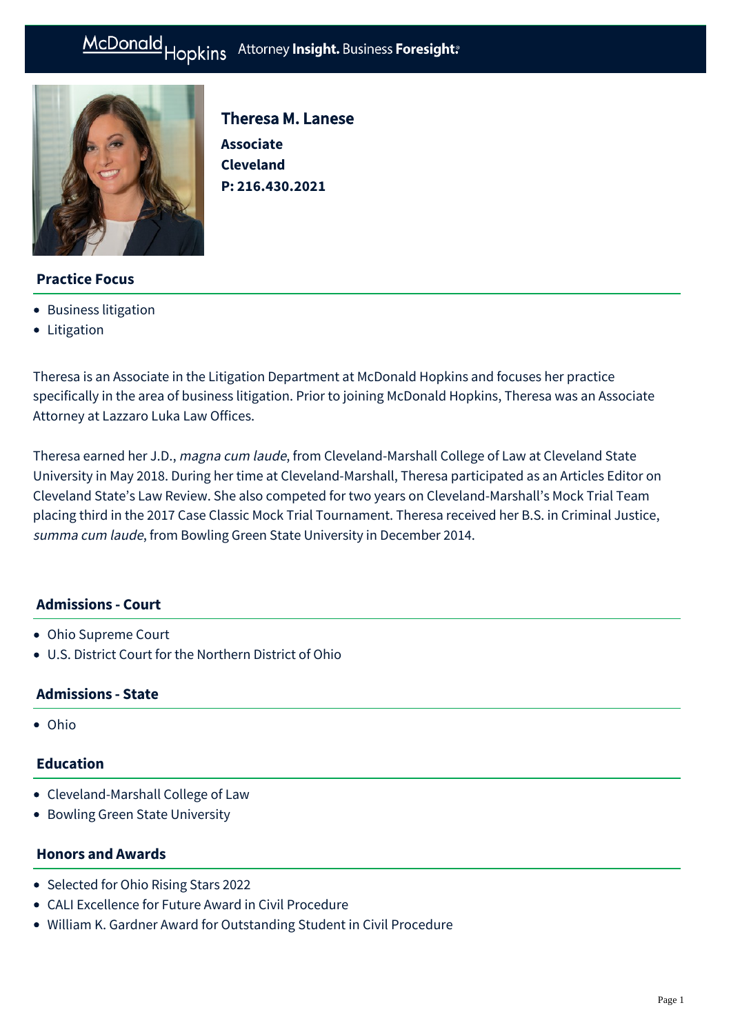McDonald Hopkins Attorney **Insight.** Business **Foresight.**

# Theresa M. Lanese

**Associate**
**Cleveland**
**P: 216.430.2021**

## Practice Focus

- Business litigation
- Litigation

Theresa is an Associate in the Litigation Department at McDonald Hopkins and focuses her practice specifically in the area of business litigation. Prior to joining McDonald Hopkins, Theresa was an Associate Attorney at Lazzaro Luka Law Offices.

Theresa earned her J.D., *magna cum laude*, from Cleveland-Marshall College of Law at Cleveland State University in May 2018. During her time at Cleveland-Marshall, Theresa participated as an Articles Editor on Cleveland State's Law Review. She also competed for two years on Cleveland-Marshall's Mock Trial Team placing third in the 2017 Case Classic Mock Trial Tournament. Theresa received her B.S. in Criminal Justice, *summa cum laude*, from Bowling Green State University in December 2014.

## Admissions - Court

- Ohio Supreme Court
- U.S. District Court for the Northern District of Ohio

## Admissions - State

- Ohio

## Education

- Cleveland-Marshall College of Law
- Bowling Green State University

## Honors and Awards

- Selected for Ohio Rising Stars 2022
- CALI Excellence for Future Award in Civil Procedure
- William K. Gardner Award for Outstanding Student in Civil Procedure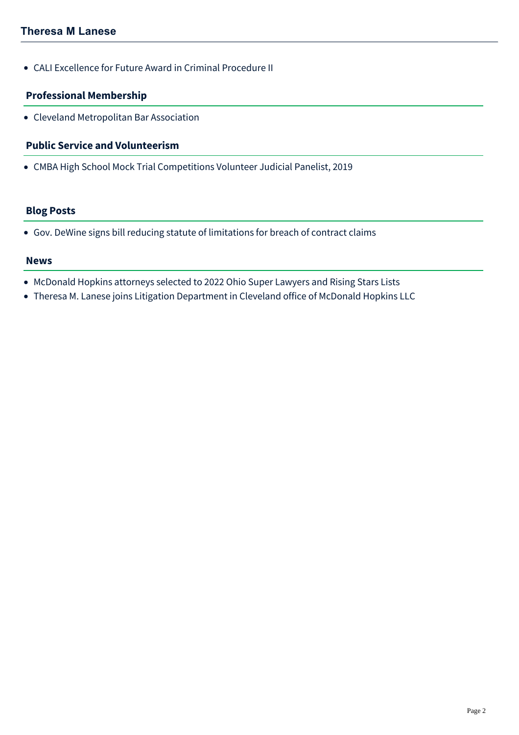- CALI Excellence for Future Award in Criminal Procedure II

## Professional Membership

- Cleveland Metropolitan Bar Association

## Public Service and Volunteerism

- CMBA High School Mock Trial Competitions Volunteer Judicial Panelist, 2019

## Blog Posts

- Gov. DeWine signs bill reducing statute of limitations for breach of contract claims

## News

- McDonald Hopkins attorneys selected to 2022 Ohio Super Lawyers and Rising Stars Lists
- Theresa M. Lanese joins Litigation Department in Cleveland office of McDonald Hopkins LLC